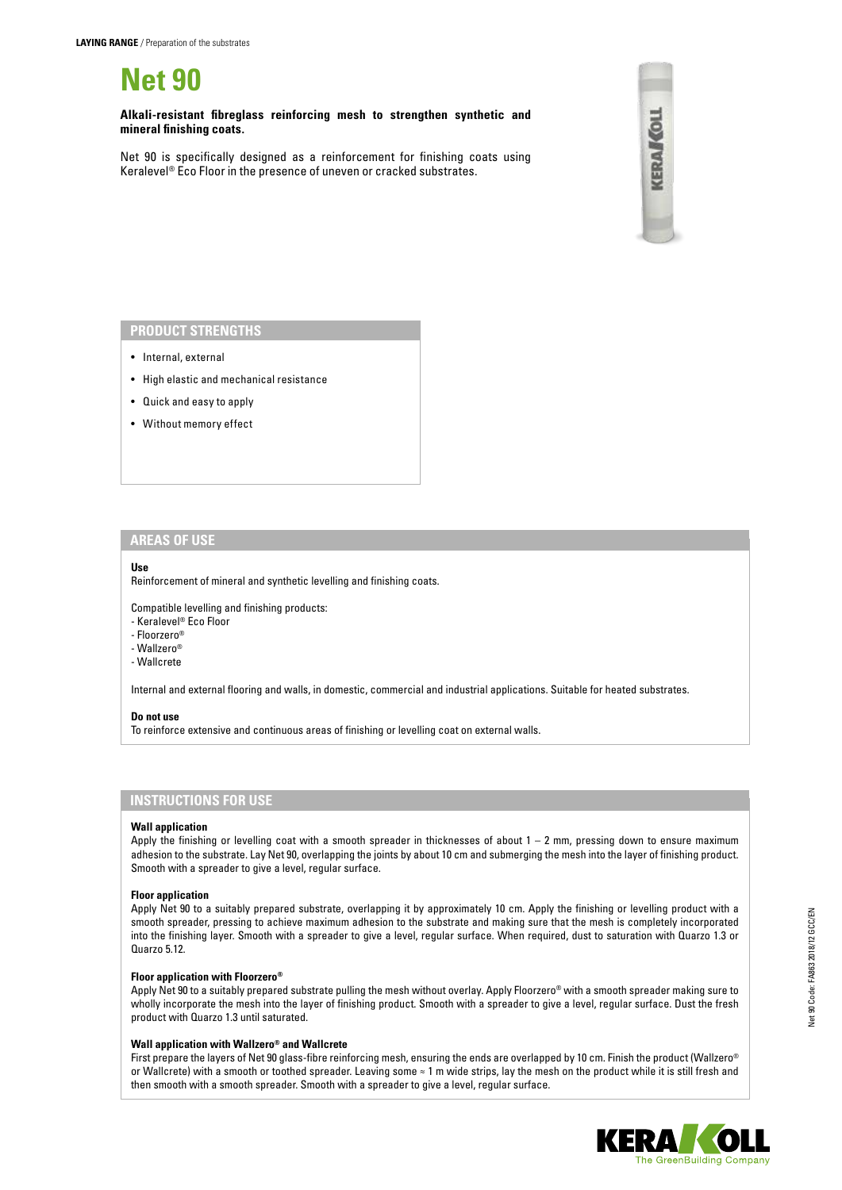**LAYING RANGE** / Preparation of the substrates

# Net 90

**Alkali-resistant fibreglass reinforcing mesh to strengthen synthetic and mineral finishing coats.**

Net 90 is specifically designed as a reinforcement for finishing coats using Keralevel® Eco Floor in the presence of uneven or cracked substrates.

## PRODUCT STRENGTHS

- Internal, external
- High elastic and mechanical resistance
- Quick and easy to apply
- Without memory effect

## AREAS OF USE

**Use**
Reinforcement of mineral and synthetic levelling and finishing coats.

Compatible levelling and finishing products:
- Keralevel® Eco Floor
- Floorzero®
- Wallzero®
- Wallcrete

Internal and external flooring and walls, in domestic, commercial and industrial applications. Suitable for heated substrates.

**Do not use**
To reinforce extensive and continuous areas of finishing or levelling coat on external walls.

## INSTRUCTIONS FOR USE

**Wall application**
Apply the finishing or levelling coat with a smooth spreader in thicknesses of about 1 – 2 mm, pressing down to ensure maximum adhesion to the substrate. Lay Net 90, overlapping the joints by about 10 cm and submerging the mesh into the layer of finishing product. Smooth with a spreader to give a level, regular surface.

**Floor application**
Apply Net 90 to a suitably prepared substrate, overlapping it by approximately 10 cm. Apply the finishing or levelling product with a smooth spreader, pressing to achieve maximum adhesion to the substrate and making sure that the mesh is completely incorporated into the finishing layer. Smooth with a spreader to give a level, regular surface. When required, dust to saturation with Quarzo 1.3 or Quarzo 5.12.

**Floor application with Floorzero®**
Apply Net 90 to a suitably prepared substrate pulling the mesh without overlay. Apply Floorzero® with a smooth spreader making sure to wholly incorporate the mesh into the layer of finishing product. Smooth with a spreader to give a level, regular surface. Dust the fresh product with Quarzo 1.3 until saturated.

**Wall application with Wallzero® and Wallcrete**
First prepare the layers of Net 90 glass-fibre reinforcing mesh, ensuring the ends are overlapped by 10 cm. Finish the product (Wallzero® or Wallcrete) with a smooth or toothed spreader. Leaving some ≈ 1 m wide strips, lay the mesh on the product while it is still fresh and then smooth with a smooth spreader. Smooth with a spreader to give a level, regular surface.

Net 90 Code: FA863 2018/12 GCC/EN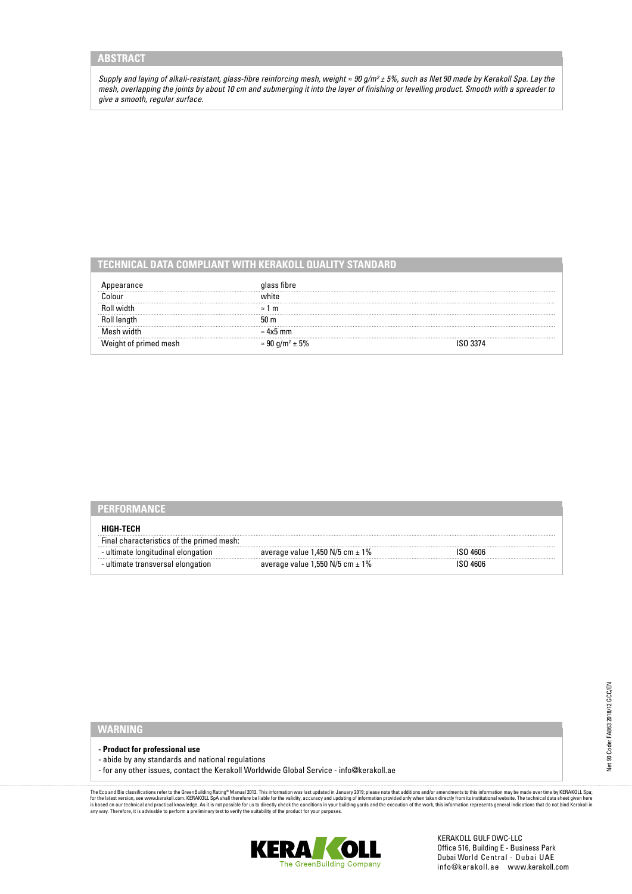## ABSTRACT

*Supply and laying of alkali-resistant, glass-fibre reinforcing mesh, weight ≈ 90 g/m² ± 5%, such as Net 90 made by Kerakoll Spa. Lay the mesh, overlapping the joints by about 10 cm and submerging it into the layer of finishing or levelling product. Smooth with a spreader to give a smooth, regular surface.*

## TECHNICAL DATA COMPLIANT WITH KERAKOLL QUALITY STANDARD

| | | |
|---|---|---|
| Appearance | glass fibre | |
| Colour | white | |
| Roll width | ≈ 1 m | |
| Roll length | 50 m | |
| Mesh width | ≈ 4x5 mm | |
| Weight of primed mesh | ≈ 90 g/m² ± 5% | ISO 3374 |

## PERFORMANCE

| **HIGH-TECH** | | |
|---|---|---|
| Final characteristics of the primed mesh: | | |
| - ultimate longitudinal elongation | average value 1,450 N/5 cm ± 1% | ISO 4606 |
| - ultimate transversal elongation | average value 1,550 N/5 cm ± 1% | ISO 4606 |

## WARNING

- **Product for professional use**
- abide by any standards and national regulations
- for any other issues, contact the Kerakoll Worldwide Global Service - info@kerakoll.ae

Net 90 Code: FA863 2018/12 GCC/EN

The Eco and Bio classifications refer to the GreenBuilding Rating® Manual 2012. This information was last updated in January 2019; please note that additions and/or amendments to this information may be made over time by KERAKOLL Spa; for the latest version, see www.kerakoll.com. KERAKOLL SpA shall therefore be liable for the validity, accuracy and updating of information provided only when taken directly from its institutional website. The technical data sheet given here is based on our technical and practical knowledge. As it is not possible for us to directly check the conditions in your building yards and the execution of the work, this information represents general indications that do not bind Kerakoll in any way. Therefore, it is advisable to perform a preliminary test to verify the suitability of the product for your purposes.

KERAKOLL The GreenBuilding Company

KERAKOLL GULF DWC-LLC
Office 516, Building E - Business Park
Dubai World Central - Dubai UAE
info@kerakoll.ae www.kerakoll.com